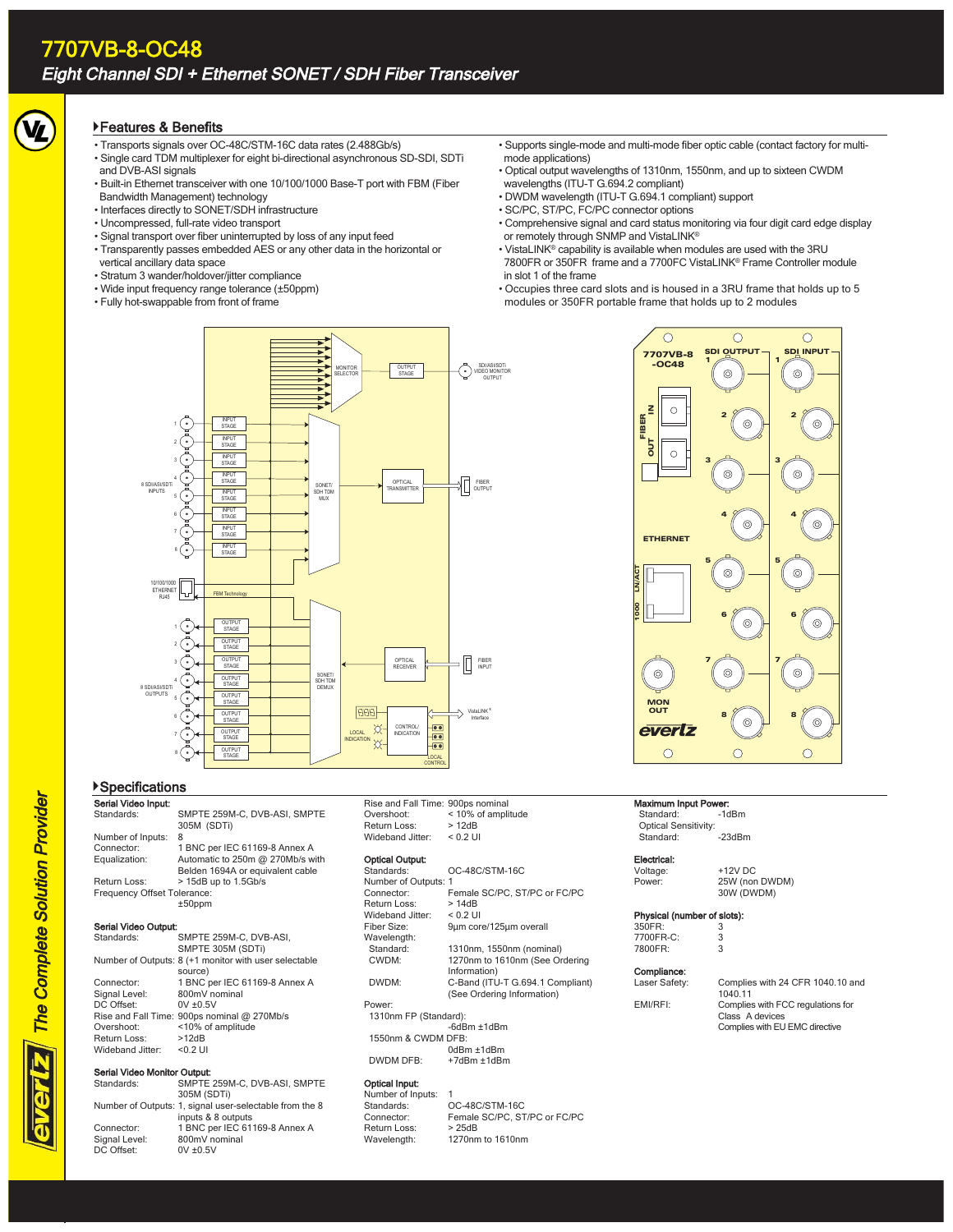# 7707VB-8-OC48

## Eight Channel SDI + Ethernet SONET / SDH Fiber Transceiver

### Features & Benefits

- Transports signals over OC-48C/STM-16C data rates (2.488Gb/s)
- Single card TDM multiplexer for eight bi-directional asynchronous SD-SDI, SDTi and DVB-ASI signals
- Built-in Ethernet transceiver with one 10/100/1000 Base-T port with FBM (Fiber Bandwidth Management) technology
- Interfaces directly to SONET/SDH infrastructure
- Uncompressed, full-rate video transport
- Signal transport over fiber uninterrupted by loss of any input feed
- Transparently passes embedded AES or any other data in the horizontal or vertical ancillary data space
- Stratum 3 wander/holdover/jitter compliance
- Wide input frequency range tolerance (±50ppm)
- Fully hot-swappable from front of frame
- Supports single-mode and multi-mode fiber optic cable (contact factory for multi-mode applications)
- Optical output wavelengths of 1310nm, 1550nm, and up to sixteen CWDM wavelengths (ITU-T G.694.2 compliant)
- DWDM wavelength (ITU-T G.694.1 compliant) support
- SC/PC, ST/PC, FC/PC connector options
- Comprehensive signal and card status monitoring via four digit card edge display or remotely through SNMP and VistaLINK®
- VistaLINK® capability is available when modules are used with the 3RU 7800FR or 350FR frame and a 7700FC VistaLINK® Frame Controller module in slot 1 of the frame
- Occupies three card slots and is housed in a 3RU frame that holds up to 5 modules or 350FR portable frame that holds up to 2 modules

### Specifications

**Serial Video Input:**

| | |
|---|---|
| Standards: | SMPTE 259M-C, DVB-ASI, SMPTE 305M (SDTi) |
| Number of Inputs: | 8 |
| Connector: | 1 BNC per IEC 61169-8 Annex A |
| Equalization: | Automatic to 250m @ 270Mb/s with Belden 1694A or equivalent cable |
| Return Loss: | > 15dB up to 1.5Gb/s |
| Frequency Offset Tolerance: | ±50ppm |

**Serial Video Output:**

| | |
|---|---|
| Standards: | SMPTE 259M-C, DVB-ASI, SMPTE 305M (SDTi) |
| Number of Outputs: | 8 (+1 monitor with user selectable source) |
| Connector: | 1 BNC per IEC 61169-8 Annex A |
| Signal Level: | 800mV nominal |
| DC Offset: | 0V ±0.5V |
| Rise and Fall Time: | 900ps nominal @ 270Mb/s |
| Overshoot: | <10% of amplitude |
| Return Loss: | >12dB |
| Wideband Jitter: | <0.2 UI |

**Serial Video Monitor Output:**

| | |
|---|---|
| Standards: | SMPTE 259M-C, DVB-ASI, SMPTE 305M (SDTi) |
| Number of Outputs: | 1, signal user-selectable from the 8 inputs & 8 outputs |
| Connector: | 1 BNC per IEC 61169-8 Annex A |
| Signal Level: | 800mV nominal |
| DC Offset: | 0V ±0.5V |
| Rise and Fall Time: | 900ps nominal |
| Overshoot: | < 10% of amplitude |
| Return Loss: | > 12dB |
| Wideband Jitter: | < 0.2 UI |

**Optical Output:**

| | |
|---|---|
| Standards: | OC-48C/STM-16C |
| Number of Outputs: | 1 |
| Connector: | Female SC/PC, ST/PC or FC/PC |
| Return Loss: | > 14dB |
| Wideband Jitter: | < 0.2 UI |
| Fiber Size: | 9µm core/125µm overall |
| Wavelength: | |
| Standard: | 1310nm, 1550nm (nominal) |
| CWDM: | 1270nm to 1610nm (See Ordering Information) |
| DWDM: | C-Band (ITU-T G.694.1 Compliant) (See Ordering Information) |
| Power: | |
| 1310nm FP (Standard): | -6dBm ±1dBm |
| 1550nm & CWDM DFB: | 0dBm ±1dBm |
| DWDM DFB: | +7dBm ±1dBm |

**Optical Input:**

| | |
|---|---|
| Number of Inputs: | 1 |
| Standards: | OC-48C/STM-16C |
| Connector: | Female SC/PC, ST/PC or FC/PC |
| Return Loss: | > 25dB |
| Wavelength: | 1270nm to 1610nm |

**Maximum Input Power:**

| | |
|---|---|
| Standard: | -1dBm |
| Optical Sensitivity: | |
| Standard: | -23dBm |

**Electrical:**

| | |
|---|---|
| Voltage: | +12V DC |
| Power: | 25W (non DWDM) 30W (DWDM) |

**Physical (number of slots):**

| | |
|---|---|
| 350FR: | 3 |
| 7700FR-C: | 3 |
| 7800FR: | 3 |

**Compliance:**

| | |
|---|---|
| Laser Safety: | Complies with 24 CFR 1040.10 and 1040.11 |
| EMI/RFI: | Complies with FCC regulations for Class A devices; Complies with EU EMC directive |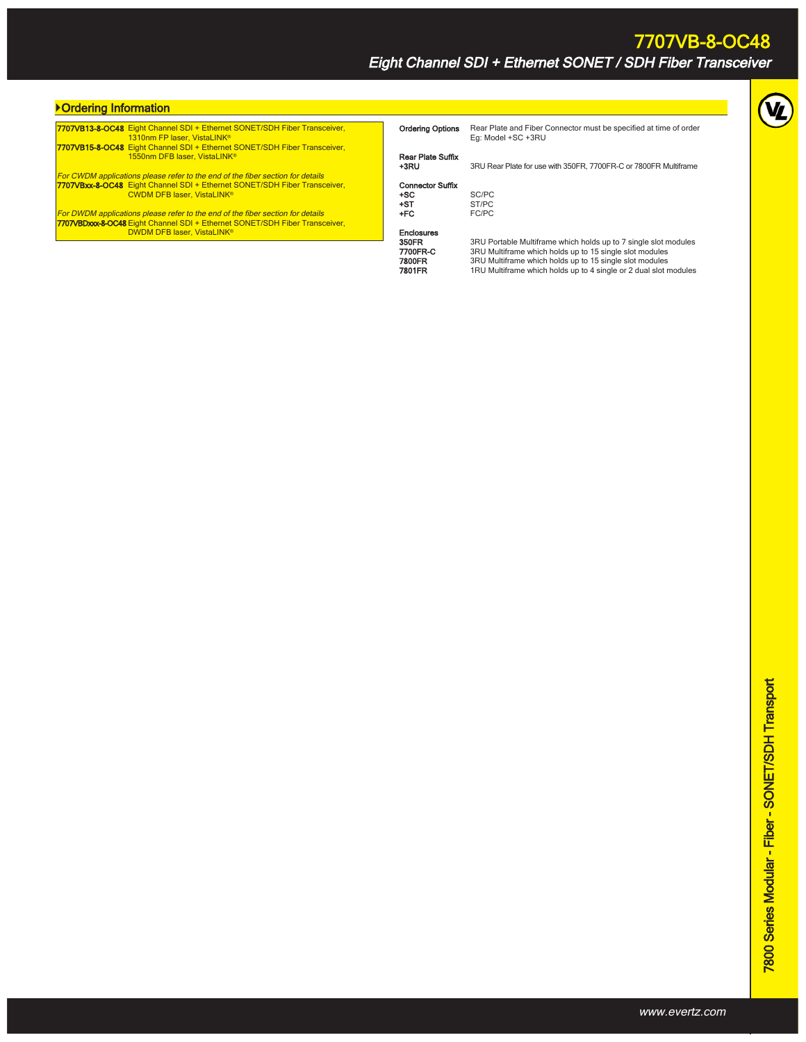## Ordering Information

| | |
|---|---|
| **7707VB13-8-OC48** | Eight Channel SDI + Ethernet SONET/SDH Fiber Transceiver, 1310nm FP laser, VistaLINK® |
| **7707VB15-8-OC48** | Eight Channel SDI + Ethernet SONET/SDH Fiber Transceiver, 1550nm DFB laser, VistaLINK® |

*For CWDM applications please refer to the end of the fiber section for details*

| | |
|---|---|
| **7707VBxx-8-OC48** | Eight Channel SDI + Ethernet SONET/SDH Fiber Transceiver, CWDM DFB laser, VistaLINK® |

*For DWDM applications please refer to the end of the fiber section for details*

| | |
|---|---|
| **7707VBDxxx-8-OC48** | Eight Channel SDI + Ethernet SONET/SDH Fiber Transceiver, DWDM DFB laser, VistaLINK® |

**Ordering Options**
Rear Plate and Fiber Connector must be specified at time of order
Eg: Model +SC +3RU

**Rear Plate Suffix**

| | |
|---|---|
| **+3RU** | 3RU Rear Plate for use with 350FR, 7700FR-C or 7800FR Multiframe |

**Connector Suffix**

| | |
|---|---|
| **+SC** | SC/PC |
| **+ST** | ST/PC |
| **+FC** | FC/PC |

**Enclosures**

| | |
|---|---|
| **350FR** | 3RU Portable Multiframe which holds up to 7 single slot modules |
| **7700FR-C** | 3RU Multiframe which holds up to 15 single slot modules |
| **7800FR** | 3RU Multiframe which holds up to 15 single slot modules |
| **7801FR** | 1RU Multiframe which holds up to 4 single or 2 dual slot modules |